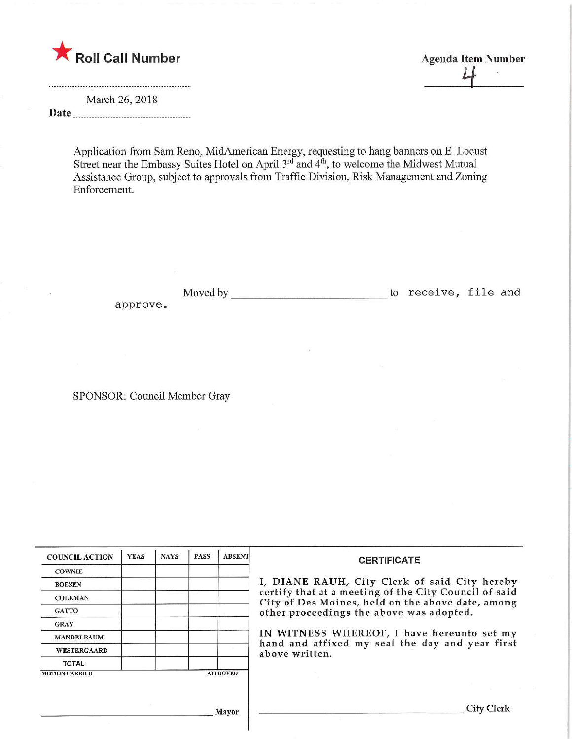★ **Roll Call Number**

**Agenda Item Number**

4

Date March 26, 2018

Application from Sam Reno, MidAmerican Energy, requesting to hang banners on E. Locust Street near the Embassy Suites Hotel on April 3rd and 4th, to welcome the Midwest Mutual Assistance Group, subject to approvals from Traffic Division, Risk Management and Zoning Enforcement.

Moved by ______________________ to receive, file and approve.

SPONSOR: Council Member Gray

| COUNCIL ACTION | YEAS | NAYS | PASS | ABSENT |
|---|---|---|---|---|
| COWNIE | | | | |
| BOESEN | | | | |
| COLEMAN | | | | |
| GATTO | | | | |
| GRAY | | | | |
| MANDELBAUM | | | | |
| WESTERGAARD | | | | |
| TOTAL | | | | |

MOTION CARRIED APPROVED

______________________ Mayor

**CERTIFICATE**

I, DIANE RAUH, City Clerk of said City hereby certify that at a meeting of the City Council of said City of Des Moines, held on the above date, among other proceedings the above was adopted.

IN WITNESS WHEREOF, I have hereunto set my hand and affixed my seal the day and year first above written.

______________________ City Clerk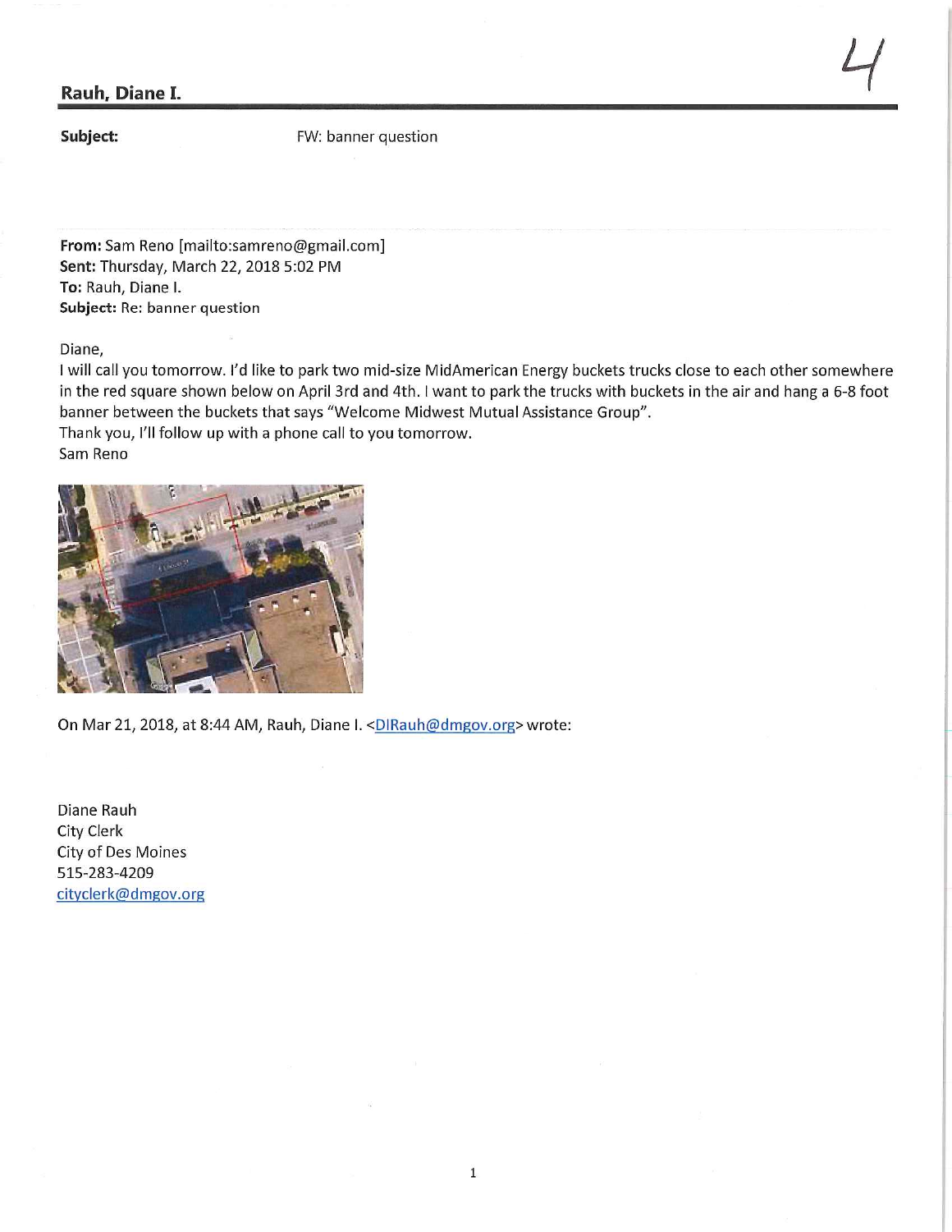4

**Rauh, Diane I.**

**Subject:** FW: banner question

**From:** Sam Reno [mailto:samreno@gmail.com]
**Sent:** Thursday, March 22, 2018 5:02 PM
**To:** Rauh, Diane I.
**Subject:** Re: banner question

Diane,
I will call you tomorrow. I'd like to park two mid-size MidAmerican Energy buckets trucks close to each other somewhere in the red square shown below on April 3rd and 4th. I want to park the trucks with buckets in the air and hang a 6-8 foot banner between the buckets that says "Welcome Midwest Mutual Assistance Group".
Thank you, I'll follow up with a phone call to you tomorrow.
Sam Reno

On Mar 21, 2018, at 8:44 AM, Rauh, Diane I. <DIRauh@dmgov.org> wrote:

Diane Rauh
City Clerk
City of Des Moines
515-283-4209
cityclerk@dmgov.org